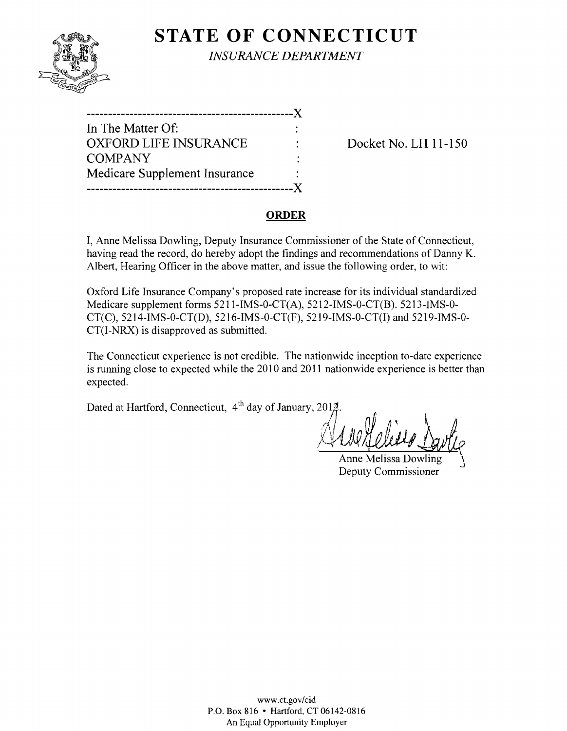# STATE OF CONNECTICUT

*INSURANCE DEPARTMENT*

---

In The Matter Of:
OXFORD LIFE INSURANCE COMPANY
Medicare Supplement Insurance

Docket No. LH 11-150

---

## ORDER

I, Anne Melissa Dowling, Deputy Insurance Commissioner of the State of Connecticut, having read the record, do hereby adopt the findings and recommendations of Danny K. Albert, Hearing Officer in the above matter, and issue the following order, to wit:

Oxford Life Insurance Company's proposed rate increase for its individual standardized Medicare supplement forms 5211-IMS-0-CT(A), 5212-IMS-0-CT(B). 5213-IMS-0-CT(C), 5214-IMS-0-CT(D), 5216-IMS-0-CT(F), 5219-IMS-0-CT(I) and 5219-IMS-0-CT(I-NRX) is disapproved as submitted.

The Connecticut experience is not credible. The nationwide inception to-date experience is running close to expected while the 2010 and 2011 nationwide experience is better than expected.

Dated at Hartford, Connecticut, 4th day of January, 2012.

Anne Melissa Dowling
Deputy Commissioner

www.ct.gov/cid
P.O. Box 816 • Hartford, CT 06142-0816
An Equal Opportunity Employer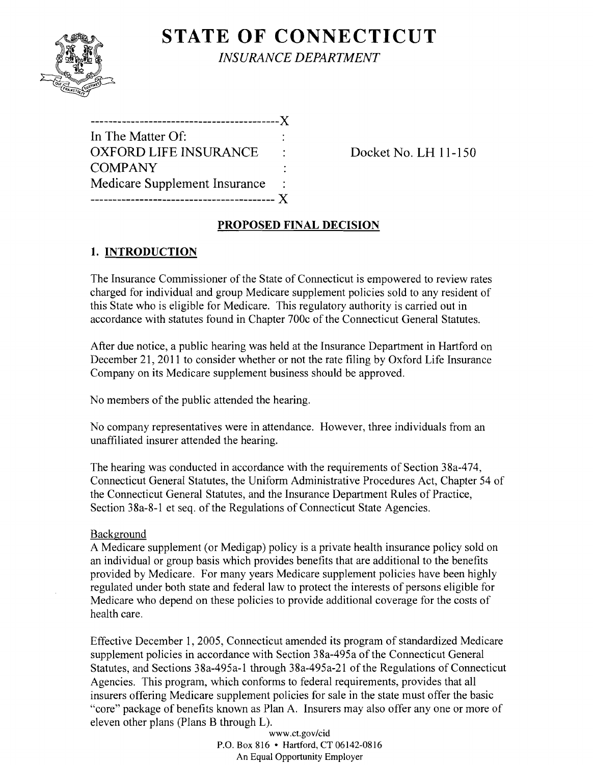# STATE OF CONNECTICUT

*INSURANCE DEPARTMENT*

```
-----------------------------------------X
In The Matter Of:                        :
OXFORD LIFE INSURANCE                    :        Docket No. LH 11-150
COMPANY                                  :
Medicare Supplement Insurance            :
----------------------------------------- X
```

## PROPOSED FINAL DECISION

### 1. INTRODUCTION

The Insurance Commissioner of the State of Connecticut is empowered to review rates charged for individual and group Medicare supplement policies sold to any resident of this State who is eligible for Medicare. This regulatory authority is carried out in accordance with statutes found in Chapter 700c of the Connecticut General Statutes.

After due notice, a public hearing was held at the Insurance Department in Hartford on December 21, 2011 to consider whether or not the rate filing by Oxford Life Insurance Company on its Medicare supplement business should be approved.

No members of the public attended the hearing.

No company representatives were in attendance. However, three individuals from an unaffiliated insurer attended the hearing.

The hearing was conducted in accordance with the requirements of Section 38a-474, Connecticut General Statutes, the Uniform Administrative Procedures Act, Chapter 54 of the Connecticut General Statutes, and the Insurance Department Rules of Practice, Section 38a-8-1 et seq. of the Regulations of Connecticut State Agencies.

Background

A Medicare supplement (or Medigap) policy is a private health insurance policy sold on an individual or group basis which provides benefits that are additional to the benefits provided by Medicare. For many years Medicare supplement policies have been highly regulated under both state and federal law to protect the interests of persons eligible for Medicare who depend on these policies to provide additional coverage for the costs of health care.

Effective December 1, 2005, Connecticut amended its program of standardized Medicare supplement policies in accordance with Section 38a-495a of the Connecticut General Statutes, and Sections 38a-495a-1 through 38a-495a-21 of the Regulations of Connecticut Agencies. This program, which conforms to federal requirements, provides that all insurers offering Medicare supplement policies for sale in the state must offer the basic "core" package of benefits known as Plan A. Insurers may also offer any one or more of eleven other plans (Plans B through L).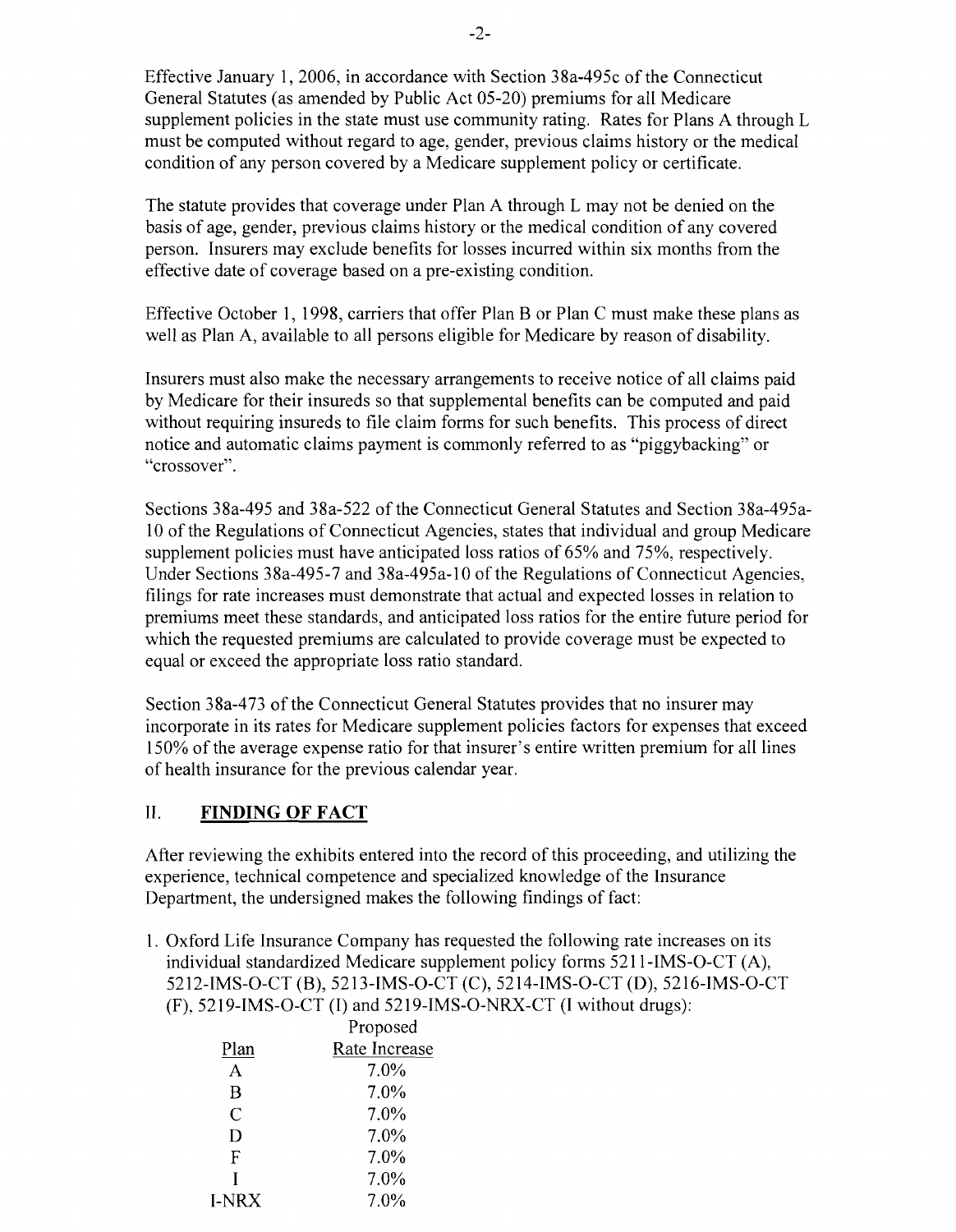Effective January 1, 2006, in accordance with Section 38a-495c of the Connecticut General Statutes (as amended by Public Act 05-20) premiums for all Medicare supplement policies in the state must use community rating. Rates for Plans A through L must be computed without regard to age, gender, previous claims history or the medical condition of any person covered by a Medicare supplement policy or certificate.

The statute provides that coverage under Plan A through L may not be denied on the basis of age, gender, previous claims history or the medical condition of any covered person. Insurers may exclude benefits for losses incurred within six months from the effective date of coverage based on a pre-existing condition.

Effective October 1, 1998, carriers that offer Plan B or Plan C must make these plans as well as Plan A, available to all persons eligible for Medicare by reason of disability.

Insurers must also make the necessary arrangements to receive notice of all claims paid by Medicare for their insureds so that supplemental benefits can be computed and paid without requiring insureds to file claim forms for such benefits. This process of direct notice and automatic claims payment is commonly referred to as "piggybacking" or "crossover".

Sections 38a-495 and 38a-522 of the Connecticut General Statutes and Section 38a-495a-10 of the Regulations of Connecticut Agencies, states that individual and group Medicare supplement policies must have anticipated loss ratios of 65% and 75%, respectively. Under Sections 38a-495-7 and 38a-495a-10 of the Regulations of Connecticut Agencies, filings for rate increases must demonstrate that actual and expected losses in relation to premiums meet these standards, and anticipated loss ratios for the entire future period for which the requested premiums are calculated to provide coverage must be expected to equal or exceed the appropriate loss ratio standard.

Section 38a-473 of the Connecticut General Statutes provides that no insurer may incorporate in its rates for Medicare supplement policies factors for expenses that exceed 150% of the average expense ratio for that insurer's entire written premium for all lines of health insurance for the previous calendar year.

## II. FINDING OF FACT

After reviewing the exhibits entered into the record of this proceeding, and utilizing the experience, technical competence and specialized knowledge of the Insurance Department, the undersigned makes the following findings of fact:

1. Oxford Life Insurance Company has requested the following rate increases on its individual standardized Medicare supplement policy forms 5211-IMS-O-CT (A), 5212-IMS-O-CT (B), 5213-IMS-O-CT (C), 5214-IMS-O-CT (D), 5216-IMS-O-CT (F), 5219-IMS-O-CT (I) and 5219-IMS-O-NRX-CT (I without drugs):

| Plan | Proposed Rate Increase |
|---|---|
| A | 7.0% |
| B | 7.0% |
| C | 7.0% |
| D | 7.0% |
| F | 7.0% |
| I | 7.0% |
| I-NRX | 7.0% |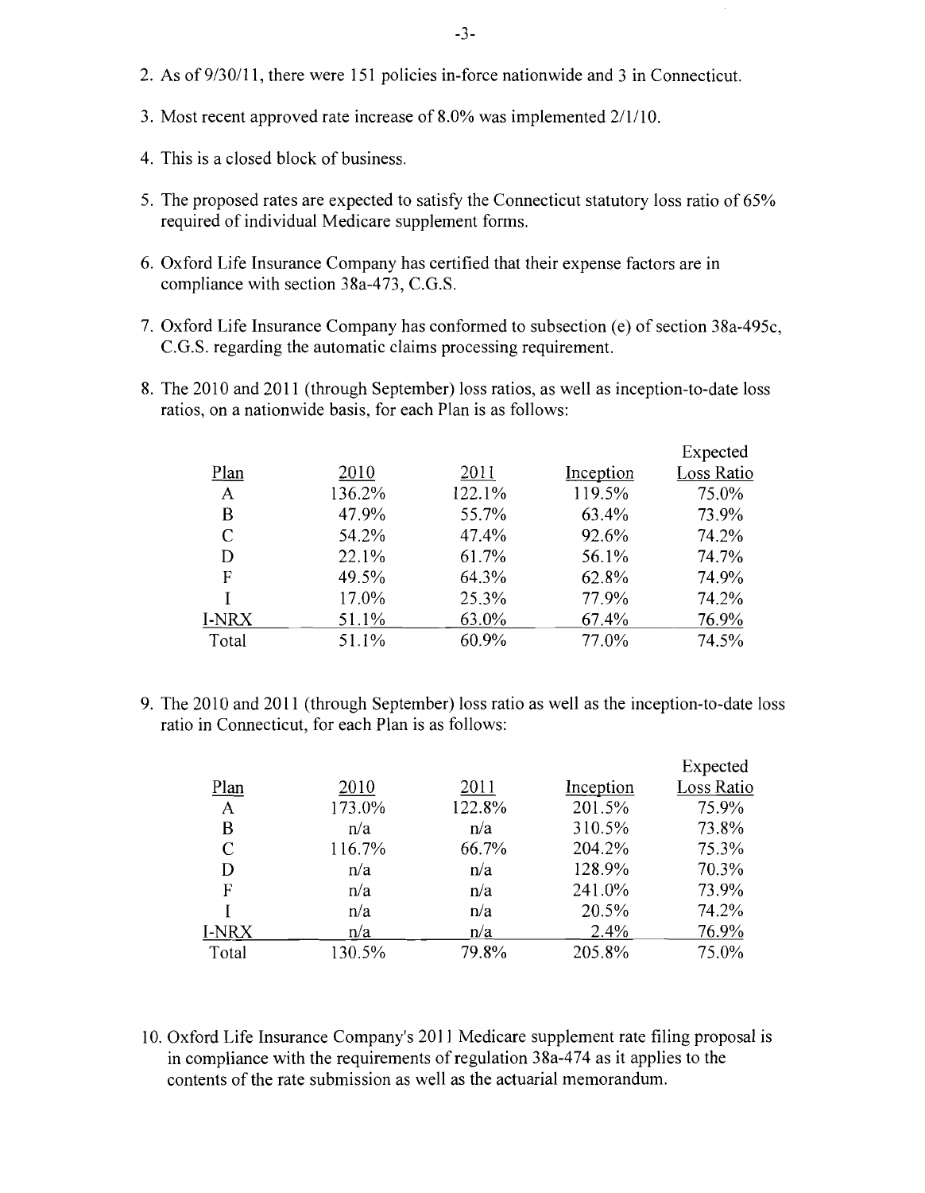2. As of 9/30/11, there were 151 policies in-force nationwide and 3 in Connecticut.

3. Most recent approved rate increase of 8.0% was implemented 2/1/10.

4. This is a closed block of business.

5. The proposed rates are expected to satisfy the Connecticut statutory loss ratio of 65% required of individual Medicare supplement forms.

6. Oxford Life Insurance Company has certified that their expense factors are in compliance with section 38a-473, C.G.S.

7. Oxford Life Insurance Company has conformed to subsection (e) of section 38a-495c, C.G.S. regarding the automatic claims processing requirement.

8. The 2010 and 2011 (through September) loss ratios, as well as inception-to-date loss ratios, on a nationwide basis, for each Plan is as follows:

| Plan | 2010 | 2011 | Inception | Expected Loss Ratio |
|---|---|---|---|---|
| A | 136.2% | 122.1% | 119.5% | 75.0% |
| B | 47.9% | 55.7% | 63.4% | 73.9% |
| C | 54.2% | 47.4% | 92.6% | 74.2% |
| D | 22.1% | 61.7% | 56.1% | 74.7% |
| F | 49.5% | 64.3% | 62.8% | 74.9% |
| I | 17.0% | 25.3% | 77.9% | 74.2% |
| I-NRX | 51.1% | 63.0% | 67.4% | 76.9% |
| Total | 51.1% | 60.9% | 77.0% | 74.5% |

9. The 2010 and 2011 (through September) loss ratio as well as the inception-to-date loss ratio in Connecticut, for each Plan is as follows:

| Plan | 2010 | 2011 | Inception | Expected Loss Ratio |
|---|---|---|---|---|
| A | 173.0% | 122.8% | 201.5% | 75.9% |
| B | n/a | n/a | 310.5% | 73.8% |
| C | 116.7% | 66.7% | 204.2% | 75.3% |
| D | n/a | n/a | 128.9% | 70.3% |
| F | n/a | n/a | 241.0% | 73.9% |
| I | n/a | n/a | 20.5% | 74.2% |
| I-NRX | n/a | n/a | 2.4% | 76.9% |
| Total | 130.5% | 79.8% | 205.8% | 75.0% |

10. Oxford Life Insurance Company's 2011 Medicare supplement rate filing proposal is in compliance with the requirements of regulation 38a-474 as it applies to the contents of the rate submission as well as the actuarial memorandum.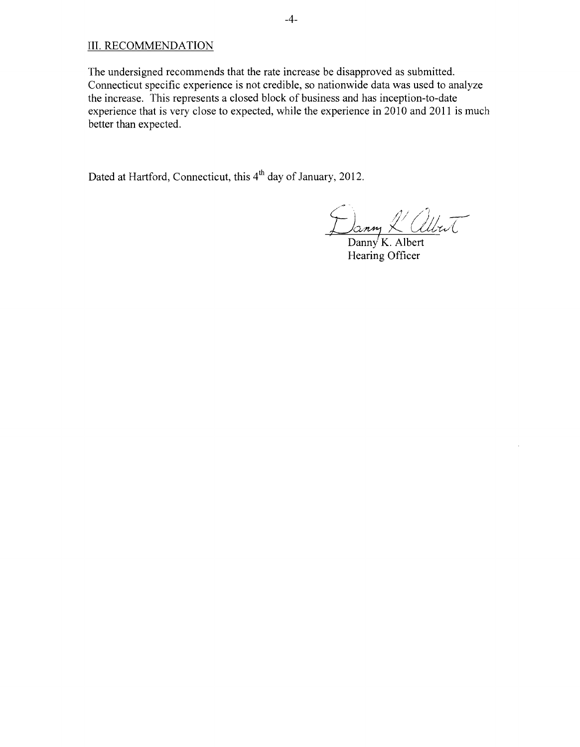## III. RECOMMENDATION

The undersigned recommends that the rate increase be disapproved as submitted. Connecticut specific experience is not credible, so nationwide data was used to analyze the increase. This represents a closed block of business and has inception-to-date experience that is very close to expected, while the experience in 2010 and 2011 is much better than expected.

Dated at Hartford, Connecticut, this 4th day of January, 2012.

Danny K. Albert
Hearing Officer